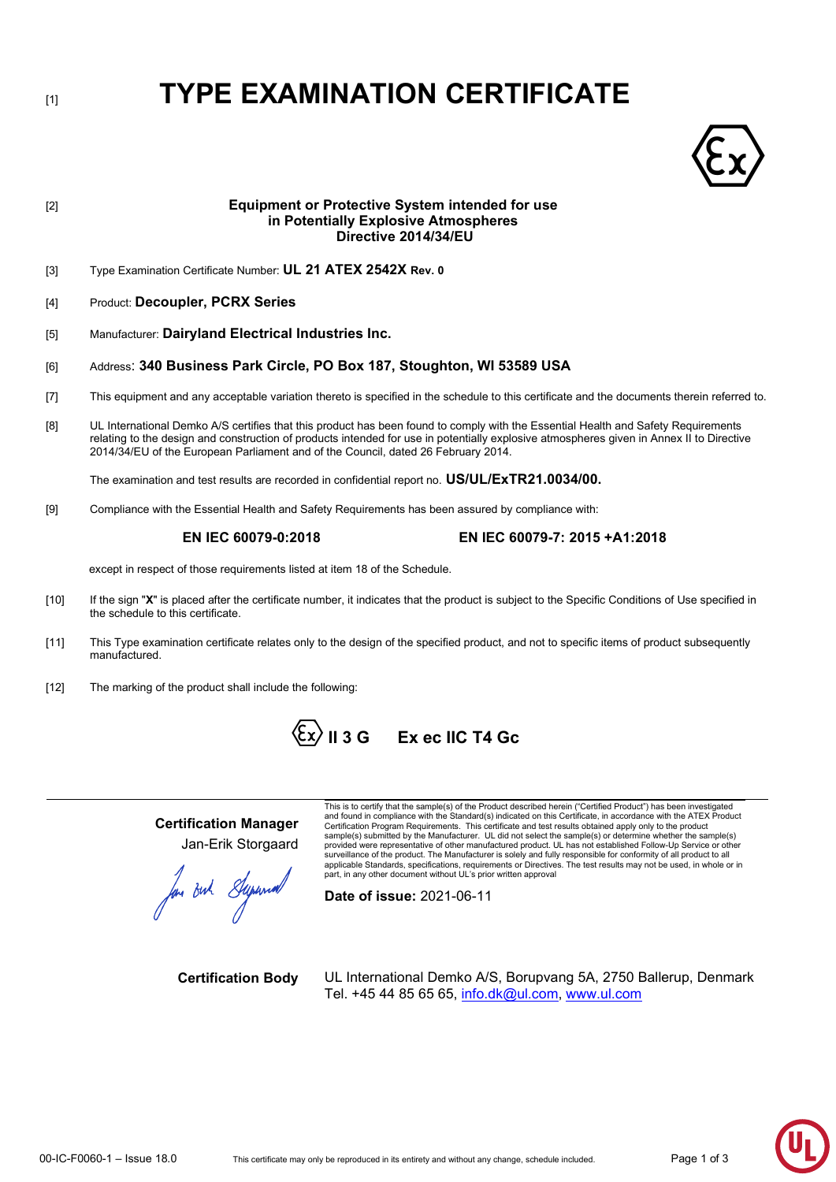[1] # TYPE EXAMINATION CERTIFICATE

[2] **Equipment or Protective System intended for use in Potentially Explosive Atmospheres Directive 2014/34/EU**

[3] Type Examination Certificate Number: **UL 21 ATEX 2542X Rev. 0**

[4] Product: **Decoupler, PCRX Series**

[5] Manufacturer: **Dairyland Electrical Industries Inc.**

[6] Address: **340 Business Park Circle, PO Box 187, Stoughton, WI 53589 USA**

[7] This equipment and any acceptable variation thereto is specified in the schedule to this certificate and the documents therein referred to.

[8] UL International Demko A/S certifies that this product has been found to comply with the Essential Health and Safety Requirements relating to the design and construction of products intended for use in potentially explosive atmospheres given in Annex II to Directive 2014/34/EU of the European Parliament and of the Council, dated 26 February 2014.

The examination and test results are recorded in confidential report no. **US/UL/ExTR21.0034/00.**

[9] Compliance with the Essential Health and Safety Requirements has been assured by compliance with:

**EN IEC 60079-0:2018** **EN IEC 60079-7: 2015 +A1:2018**

except in respect of those requirements listed at item 18 of the Schedule.

[10] If the sign "**X**" is placed after the certificate number, it indicates that the product is subject to the Specific Conditions of Use specified in the schedule to this certificate.

[11] This Type examination certificate relates only to the design of the specified product, and not to specific items of product subsequently manufactured.

[12] The marking of the product shall include the following:

**Ex II 3 G Ex ec IIC T4 Gc**

---

**Certification Manager**
Jan-Erik Storgaard

This is to certify that the sample(s) of the Product described herein ("Certified Product") has been investigated and found in compliance with the Standard(s) indicated on this Certificate, in accordance with the ATEX Product Certification Program Requirements. This certificate and test results obtained apply only to the product sample(s) submitted by the Manufacturer. UL did not select the sample(s) or determine whether the sample(s) provided were representative of other manufactured product. UL has not established Follow-Up Service or other surveillance of the product. The Manufacturer is solely and fully responsible for conformity of all product to all applicable Standards, specifications, requirements or Directives. The test results may not be used, in whole or in part, in any other document without UL's prior written approval

**Date of issue:** 2021-06-11

**Certification Body** UL International Demko A/S, Borupvang 5A, 2750 Ballerup, Denmark
Tel. +45 44 85 65 65, info.dk@ul.com, www.ul.com

00-IC-F0060-1 – Issue 18.0 This certificate may only be reproduced in its entirety and without any change, schedule included.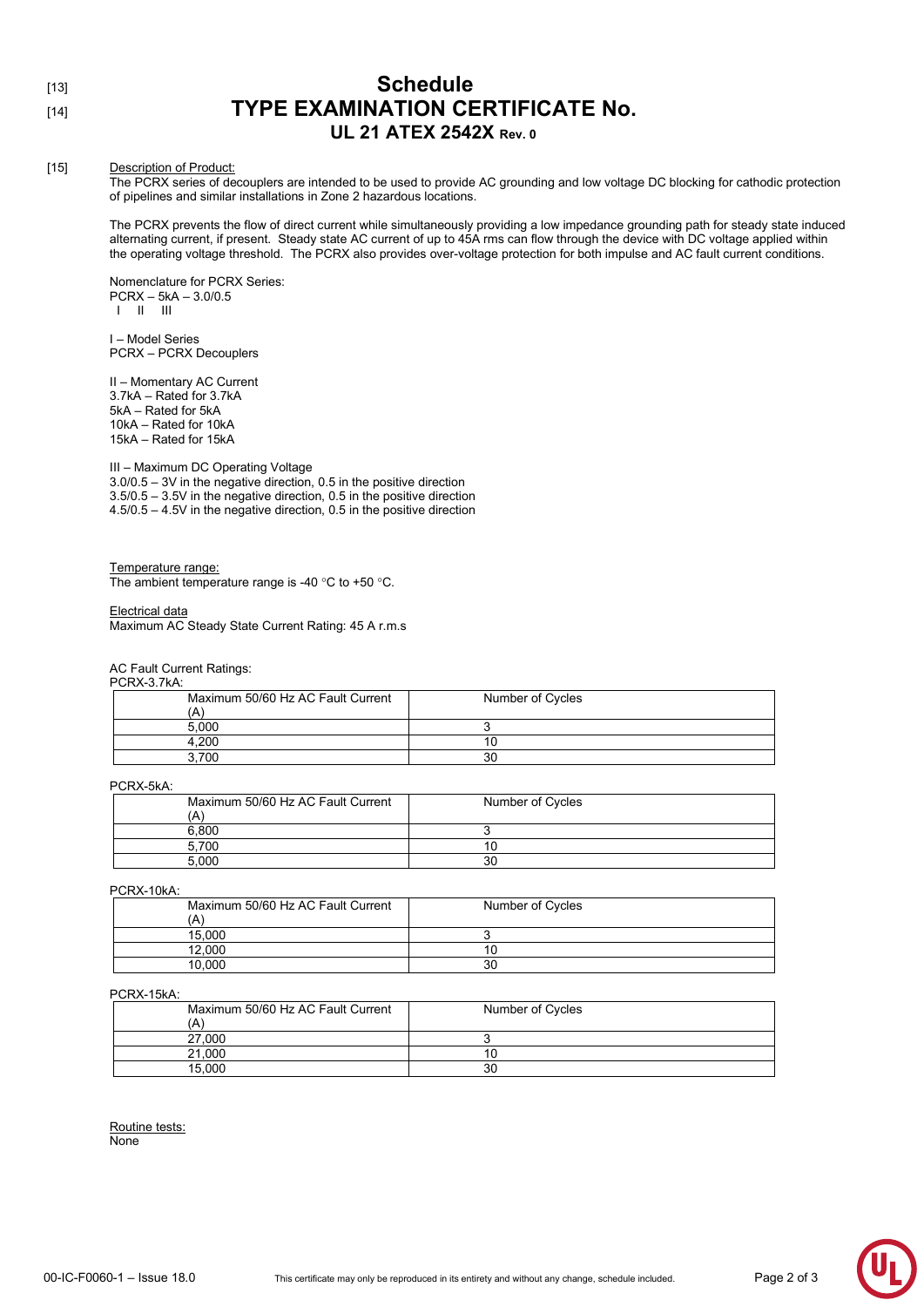[13]
# Schedule

[14]
## TYPE EXAMINATION CERTIFICATE No.

### UL 21 ATEX 2542X Rev. 0

[15] Description of Product:

The PCRX series of decouplers are intended to be used to provide AC grounding and low voltage DC blocking for cathodic protection of pipelines and similar installations in Zone 2 hazardous locations.

The PCRX prevents the flow of direct current while simultaneously providing a low impedance grounding path for steady state induced alternating current, if present. Steady state AC current of up to 45A rms can flow through the device with DC voltage applied within the operating voltage threshold. The PCRX also provides over-voltage protection for both impulse and AC fault current conditions.

Nomenclature for PCRX Series:
PCRX – 5kA – 3.0/0.5
I II III

I – Model Series
PCRX – PCRX Decouplers

II – Momentary AC Current
3.7kA – Rated for 3.7kA
5kA – Rated for 5kA
10kA – Rated for 10kA
15kA – Rated for 15kA

III – Maximum DC Operating Voltage
3.0/0.5 – 3V in the negative direction, 0.5 in the positive direction
3.5/0.5 – 3.5V in the negative direction, 0.5 in the positive direction
4.5/0.5 – 4.5V in the negative direction, 0.5 in the positive direction

Temperature range:
The ambient temperature range is -40 °C to +50 °C.

Electrical data
Maximum AC Steady State Current Rating: 45 A r.m.s

AC Fault Current Ratings:

PCRX-3.7kA:

| Maximum 50/60 Hz AC Fault Current (A) | Number of Cycles |
|---|---|
| 5,000 | 3 |
| 4,200 | 10 |
| 3,700 | 30 |

PCRX-5kA:

| Maximum 50/60 Hz AC Fault Current (A) | Number of Cycles |
|---|---|
| 6,800 | 3 |
| 5,700 | 10 |
| 5,000 | 30 |

PCRX-10kA:

| Maximum 50/60 Hz AC Fault Current (A) | Number of Cycles |
|---|---|
| 15,000 | 3 |
| 12,000 | 10 |
| 10,000 | 30 |

PCRX-15kA:

| Maximum 50/60 Hz AC Fault Current (A) | Number of Cycles |
|---|---|
| 27,000 | 3 |
| 21,000 | 10 |
| 15,000 | 30 |

Routine tests:
None

00-IC-F0060-1 – Issue 18.0 This certificate may only be reproduced in its entirety and without any change, schedule included.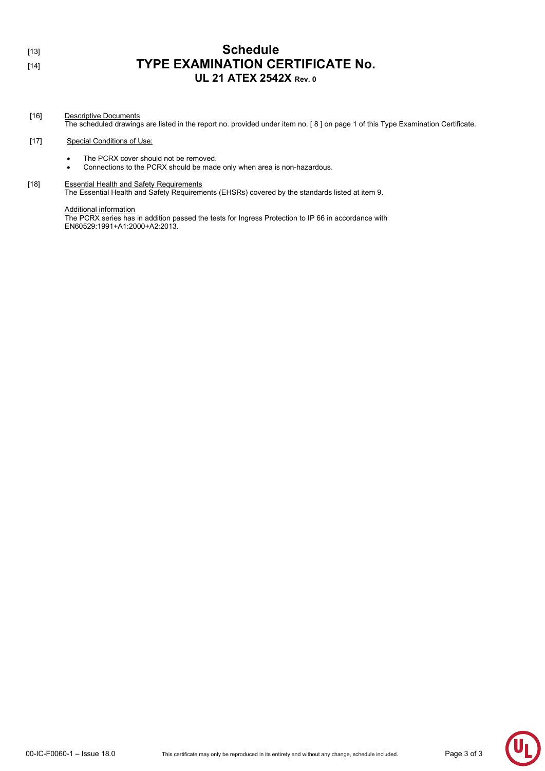[13]

[14]

# Schedule
# TYPE EXAMINATION CERTIFICATE No.
## UL 21 ATEX 2542X Rev. 0

[16] Descriptive Documents

The scheduled drawings are listed in the report no. provided under item no. [ 8 ] on page 1 of this Type Examination Certificate.

[17] Special Conditions of Use:

- The PCRX cover should not be removed.
- Connections to the PCRX should be made only when area is non-hazardous.

[18] Essential Health and Safety Requirements

The Essential Health and Safety Requirements (EHSRs) covered by the standards listed at item 9.

Additional information

The PCRX series has in addition passed the tests for Ingress Protection to IP 66 in accordance with EN60529:1991+A1:2000+A2:2013.

00-IC-F0060-1 – Issue 18.0    This certificate may only be reproduced in its entirety and without any change, schedule included.